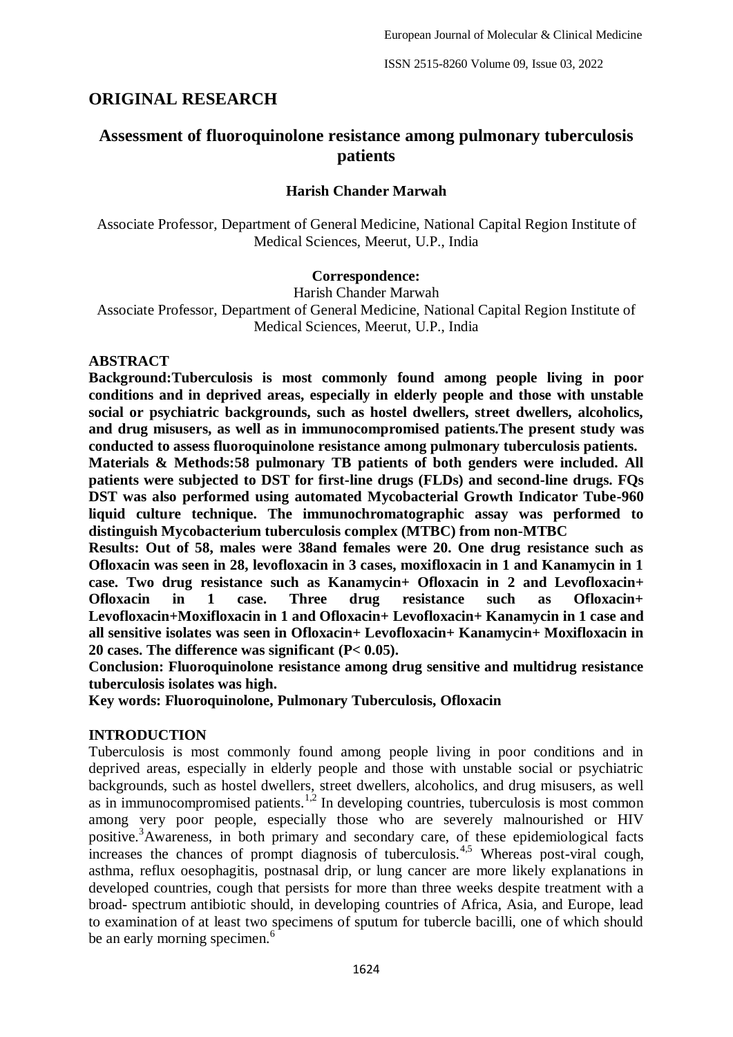## ORIGINAL RESEARCH

# Assessment of fluoroquinolone resistance among pulmonary tuberculosis patients

**Harish Chander Marwah**

Associate Professor, Department of General Medicine, National Capital Region Institute of Medical Sciences, Meerut, U.P., India

**Correspondence:**

Harish Chander Marwah

Associate Professor, Department of General Medicine, National Capital Region Institute of Medical Sciences, Meerut, U.P., India

## ABSTRACT

**Background:Tuberculosis is most commonly found among people living in poor conditions and in deprived areas, especially in elderly people and those with unstable social or psychiatric backgrounds, such as hostel dwellers, street dwellers, alcoholics, and drug misusers, as well as in immunocompromised patients.The present study was conducted to assess fluoroquinolone resistance among pulmonary tuberculosis patients.**

**Materials & Methods:58 pulmonary TB patients of both genders were included. All patients were subjected to DST for first-line drugs (FLDs) and second-line drugs. FQs DST was also performed using automated Mycobacterial Growth Indicator Tube-960 liquid culture technique. The immunochromatographic assay was performed to distinguish Mycobacterium tuberculosis complex (MTBC) from non-MTBC**

**Results: Out of 58, males were 38and females were 20. One drug resistance such as Ofloxacin was seen in 28, levofloxacin in 3 cases, moxifloxacin in 1 and Kanamycin in 1 case. Two drug resistance such as Kanamycin+ Ofloxacin in 2 and Levofloxacin+ Ofloxacin in 1 case. Three drug resistance such as Ofloxacin+ Levofloxacin+Moxifloxacin in 1 and Ofloxacin+ Levofloxacin+ Kanamycin in 1 case and all sensitive isolates was seen in Ofloxacin+ Levofloxacin+ Kanamycin+ Moxifloxacin in 20 cases. The difference was significant (P< 0.05).**

**Conclusion: Fluoroquinolone resistance among drug sensitive and multidrug resistance tuberculosis isolates was high.**

**Key words: Fluoroquinolone, Pulmonary Tuberculosis, Ofloxacin**

## INTRODUCTION

Tuberculosis is most commonly found among people living in poor conditions and in deprived areas, especially in elderly people and those with unstable social or psychiatric backgrounds, such as hostel dwellers, street dwellers, alcoholics, and drug misusers, as well as in immunocompromised patients.[1,2] In developing countries, tuberculosis is most common among very poor people, especially those who are severely malnourished or HIV positive.[3]Awareness, in both primary and secondary care, of these epidemiological facts increases the chances of prompt diagnosis of tuberculosis.[4,5] Whereas post-viral cough, asthma, reflux oesophagitis, postnasal drip, or lung cancer are more likely explanations in developed countries, cough that persists for more than three weeks despite treatment with a broad- spectrum antibiotic should, in developing countries of Africa, Asia, and Europe, lead to examination of at least two specimens of sputum for tubercle bacilli, one of which should be an early morning specimen.[6]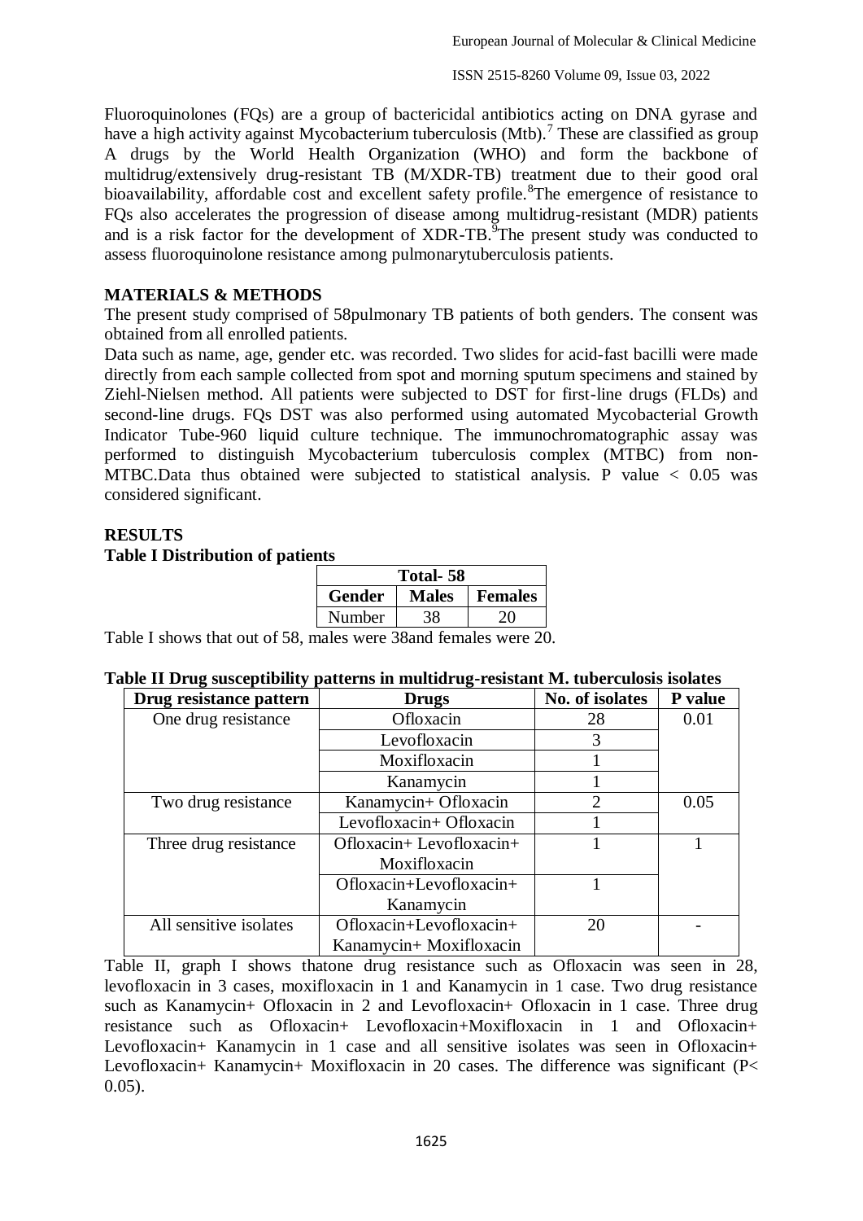Fluoroquinolones (FQs) are a group of bactericidal antibiotics acting on DNA gyrase and have a high activity against Mycobacterium tuberculosis (Mtb).[7] These are classified as group A drugs by the World Health Organization (WHO) and form the backbone of multidrug/extensively drug-resistant TB (M/XDR-TB) treatment due to their good oral bioavailability, affordable cost and excellent safety profile.[8]The emergence of resistance to FQs also accelerates the progression of disease among multidrug-resistant (MDR) patients and is a risk factor for the development of XDR-TB.[9]The present study was conducted to assess fluoroquinolone resistance among pulmonarytuberculosis patients.

## MATERIALS & METHODS

The present study comprised of 58pulmonary TB patients of both genders. The consent was obtained from all enrolled patients.

Data such as name, age, gender etc. was recorded. Two slides for acid-fast bacilli were made directly from each sample collected from spot and morning sputum specimens and stained by Ziehl-Nielsen method. All patients were subjected to DST for first-line drugs (FLDs) and second-line drugs. FQs DST was also performed using automated Mycobacterial Growth Indicator Tube-960 liquid culture technique. The immunochromatographic assay was performed to distinguish Mycobacterium tuberculosis complex (MTBC) from non-MTBC.Data thus obtained were subjected to statistical analysis. P value $< 0.05$ was considered significant.

## RESULTS

**Table I Distribution of patients**

| Total- 58 | | |
|---|---|---|
| **Gender** | **Males** | **Females** |
| Number | 38 | 20 |

Table I shows that out of 58, males were 38and females were 20.

**Table II Drug susceptibility patterns in multidrug-resistant M. tuberculosis isolates**

| Drug resistance pattern | Drugs | No. of isolates | P value |
|---|---|---|---|
| One drug resistance | Ofloxacin | 28 | 0.01 |
| | Levofloxacin | 3 | |
| | Moxifloxacin | 1 | |
| | Kanamycin | 1 | |
| Two drug resistance | Kanamycin+ Ofloxacin | 2 | 0.05 |
| | Levofloxacin+ Ofloxacin | 1 | |
| Three drug resistance | Ofloxacin+ Levofloxacin+ Moxifloxacin | 1 | 1 |
| | Ofloxacin+Levofloxacin+ Kanamycin | 1 | |
| All sensitive isolates | Ofloxacin+Levofloxacin+ Kanamycin+ Moxifloxacin | 20 | - |

Table II, graph I shows thatone drug resistance such as Ofloxacin was seen in 28, levofloxacin in 3 cases, moxifloxacin in 1 and Kanamycin in 1 case. Two drug resistance such as Kanamycin+ Ofloxacin in 2 and Levofloxacin+ Ofloxacin in 1 case. Three drug resistance such as Ofloxacin+ Levofloxacin+Moxifloxacin in 1 and Ofloxacin+ Levofloxacin+ Kanamycin in 1 case and all sensitive isolates was seen in Ofloxacin+ Levofloxacin+ Kanamycin+ Moxifloxacin in 20 cases. The difference was significant ($P< 0.05$).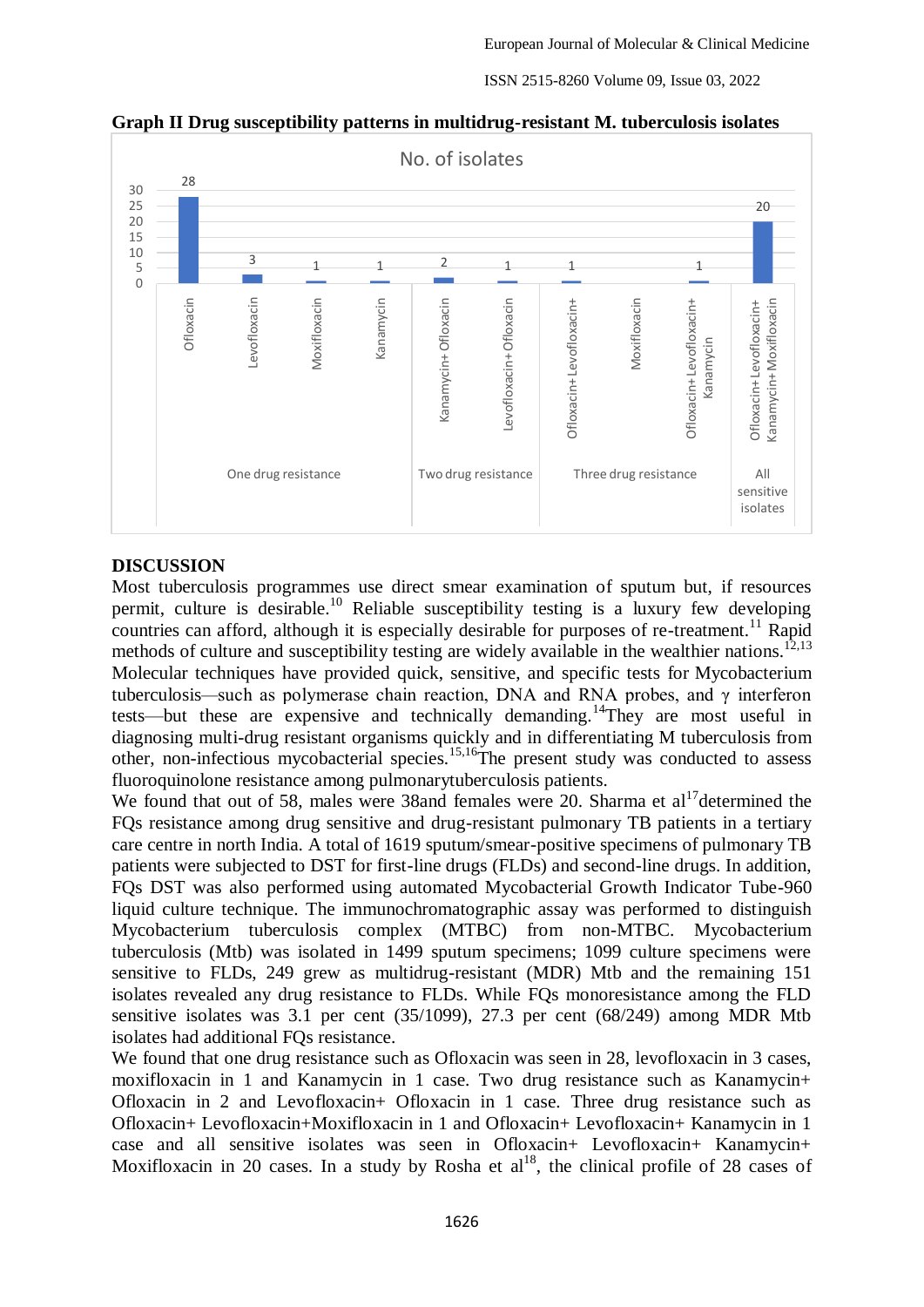**Graph II Drug susceptibility patterns in multidrug-resistant M. tuberculosis isolates**

| Category | Drug(s) | No. of isolates |
|---|---|---|
| One drug resistance | Ofloxacin | 28 |
| | Levofloxacin | 3 |
| | Moxifloxacin | 1 |
| | Kanamycin | 1 |
| Two drug resistance | Kanamycin+ Ofloxacin | 2 |
| | Levofloxacin+ Ofloxacin | 1 |
| Three drug resistance | Ofloxacin+ Levofloxacin+ Moxifloxacin | 1 |
| | Ofloxacin+ Levofloxacin+ Kanamycin | 1 |
| All sensitive isolates | Ofloxacin+ Levofloxacin+ Kanamycin+ Moxifloxacin | 20 |

## DISCUSSION

Most tuberculosis programmes use direct smear examination of sputum but, if resources permit, culture is desirable.[10] Reliable susceptibility testing is a luxury few developing countries can afford, although it is especially desirable for purposes of re-treatment.[11] Rapid methods of culture and susceptibility testing are widely available in the wealthier nations.[12,13] Molecular techniques have provided quick, sensitive, and specific tests for Mycobacterium tuberculosis—such as polymerase chain reaction, DNA and RNA probes, and $\gamma$ interferon tests—but these are expensive and technically demanding.[14]They are most useful in diagnosing multi-drug resistant organisms quickly and in differentiating M tuberculosis from other, non-infectious mycobacterial species.[15,16]The present study was conducted to assess fluoroquinolone resistance among pulmonarytuberculosis patients.

We found that out of 58, males were 38and females were 20. Sharma et al[17]determined the FQs resistance among drug sensitive and drug-resistant pulmonary TB patients in a tertiary care centre in north India. A total of 1619 sputum/smear-positive specimens of pulmonary TB patients were subjected to DST for first-line drugs (FLDs) and second-line drugs. In addition, FQs DST was also performed using automated Mycobacterial Growth Indicator Tube-960 liquid culture technique. The immunochromatographic assay was performed to distinguish Mycobacterium tuberculosis complex (MTBC) from non-MTBC. Mycobacterium tuberculosis (Mtb) was isolated in 1499 sputum specimens; 1099 culture specimens were sensitive to FLDs, 249 grew as multidrug-resistant (MDR) Mtb and the remaining 151 isolates revealed any drug resistance to FLDs. While FQs monoresistance among the FLD sensitive isolates was 3.1 per cent (35/1099), 27.3 per cent (68/249) among MDR Mtb isolates had additional FQs resistance.

We found that one drug resistance such as Ofloxacin was seen in 28, levofloxacin in 3 cases, moxifloxacin in 1 and Kanamycin in 1 case. Two drug resistance such as Kanamycin+ Ofloxacin in 2 and Levofloxacin+ Ofloxacin in 1 case. Three drug resistance such as Ofloxacin+ Levofloxacin+Moxifloxacin in 1 and Ofloxacin+ Levofloxacin+ Kanamycin in 1 case and all sensitive isolates was seen in Ofloxacin+ Levofloxacin+ Kanamycin+ Moxifloxacin in 20 cases. In a study by Rosha et al[18], the clinical profile of 28 cases of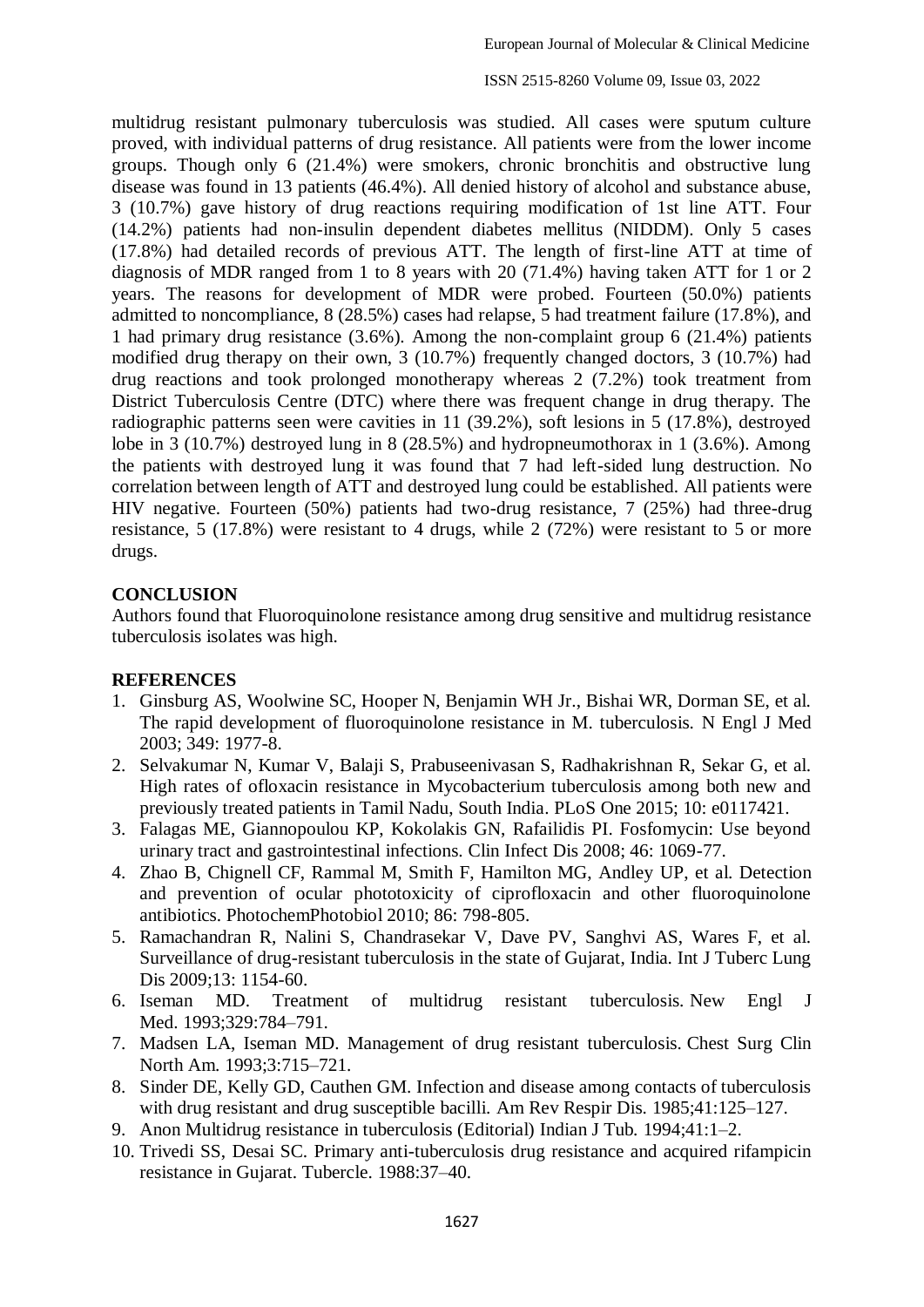multidrug resistant pulmonary tuberculosis was studied. All cases were sputum culture proved, with individual patterns of drug resistance. All patients were from the lower income groups. Though only 6 (21.4%) were smokers, chronic bronchitis and obstructive lung disease was found in 13 patients (46.4%). All denied history of alcohol and substance abuse, 3 (10.7%) gave history of drug reactions requiring modification of 1st line ATT. Four (14.2%) patients had non-insulin dependent diabetes mellitus (NIDDM). Only 5 cases (17.8%) had detailed records of previous ATT. The length of first-line ATT at time of diagnosis of MDR ranged from 1 to 8 years with 20 (71.4%) having taken ATT for 1 or 2 years. The reasons for development of MDR were probed. Fourteen (50.0%) patients admitted to noncompliance, 8 (28.5%) cases had relapse, 5 had treatment failure (17.8%), and 1 had primary drug resistance (3.6%). Among the non-complaint group 6 (21.4%) patients modified drug therapy on their own, 3 (10.7%) frequently changed doctors, 3 (10.7%) had drug reactions and took prolonged monotherapy whereas 2 (7.2%) took treatment from District Tuberculosis Centre (DTC) where there was frequent change in drug therapy. The radiographic patterns seen were cavities in 11 (39.2%), soft lesions in 5 (17.8%), destroyed lobe in 3 (10.7%) destroyed lung in 8 (28.5%) and hydropneumothorax in 1 (3.6%). Among the patients with destroyed lung it was found that 7 had left-sided lung destruction. No correlation between length of ATT and destroyed lung could be established. All patients were HIV negative. Fourteen (50%) patients had two-drug resistance, 7 (25%) had three-drug resistance, 5 (17.8%) were resistant to 4 drugs, while 2 (72%) were resistant to 5 or more drugs.

## CONCLUSION

Authors found that Fluoroquinolone resistance among drug sensitive and multidrug resistance tuberculosis isolates was high.

## REFERENCES

1. Ginsburg AS, Woolwine SC, Hooper N, Benjamin WH Jr., Bishai WR, Dorman SE, et al. The rapid development of fluoroquinolone resistance in M. tuberculosis. N Engl J Med 2003; 349: 1977-8.
2. Selvakumar N, Kumar V, Balaji S, Prabuseenivasan S, Radhakrishnan R, Sekar G, et al. High rates of ofloxacin resistance in Mycobacterium tuberculosis among both new and previously treated patients in Tamil Nadu, South India. PLoS One 2015; 10: e0117421.
3. Falagas ME, Giannopoulou KP, Kokolakis GN, Rafailidis PI. Fosfomycin: Use beyond urinary tract and gastrointestinal infections. Clin Infect Dis 2008; 46: 1069-77.
4. Zhao B, Chignell CF, Rammal M, Smith F, Hamilton MG, Andley UP, et al. Detection and prevention of ocular phototoxicity of ciprofloxacin and other fluoroquinolone antibiotics. PhotochemPhotobiol 2010; 86: 798-805.
5. Ramachandran R, Nalini S, Chandrasekar V, Dave PV, Sanghvi AS, Wares F, et al. Surveillance of drug-resistant tuberculosis in the state of Gujarat, India. Int J Tuberc Lung Dis 2009;13: 1154-60.
6. Iseman MD. Treatment of multidrug resistant tuberculosis. New Engl J Med. 1993;329:784–791.
7. Madsen LA, Iseman MD. Management of drug resistant tuberculosis. Chest Surg Clin North Am. 1993;3:715–721.
8. Sinder DE, Kelly GD, Cauthen GM. Infection and disease among contacts of tuberculosis with drug resistant and drug susceptible bacilli. Am Rev Respir Dis. 1985;41:125–127.
9. Anon Multidrug resistance in tuberculosis (Editorial) Indian J Tub. 1994;41:1–2.
10. Trivedi SS, Desai SC. Primary anti-tuberculosis drug resistance and acquired rifampicin resistance in Gujarat. Tubercle. 1988:37–40.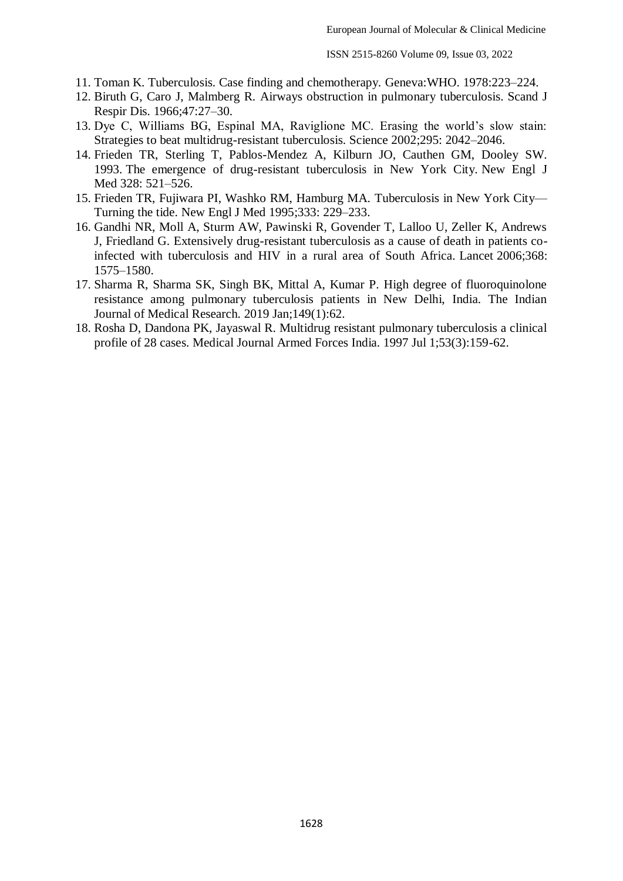11. Toman K. Tuberculosis. Case finding and chemotherapy. Geneva:WHO. 1978:223–224.
12. Biruth G, Caro J, Malmberg R. Airways obstruction in pulmonary tuberculosis. Scand J Respir Dis. 1966;47:27–30.
13. Dye C, Williams BG, Espinal MA, Raviglione MC. Erasing the world's slow stain: Strategies to beat multidrug-resistant tuberculosis. Science 2002;295: 2042–2046.
14. Frieden TR, Sterling T, Pablos-Mendez A, Kilburn JO, Cauthen GM, Dooley SW. 1993. The emergence of drug-resistant tuberculosis in New York City. New Engl J Med 328: 521–526.
15. Frieden TR, Fujiwara PI, Washko RM, Hamburg MA. Tuberculosis in New York City—Turning the tide. New Engl J Med 1995;333: 229–233.
16. Gandhi NR, Moll A, Sturm AW, Pawinski R, Govender T, Lalloo U, Zeller K, Andrews J, Friedland G. Extensively drug-resistant tuberculosis as a cause of death in patients co-infected with tuberculosis and HIV in a rural area of South Africa. Lancet 2006;368: 1575–1580.
17. Sharma R, Sharma SK, Singh BK, Mittal A, Kumar P. High degree of fluoroquinolone resistance among pulmonary tuberculosis patients in New Delhi, India. The Indian Journal of Medical Research. 2019 Jan;149(1):62.
18. Rosha D, Dandona PK, Jayaswal R. Multidrug resistant pulmonary tuberculosis a clinical profile of 28 cases. Medical Journal Armed Forces India. 1997 Jul 1;53(3):159-62.